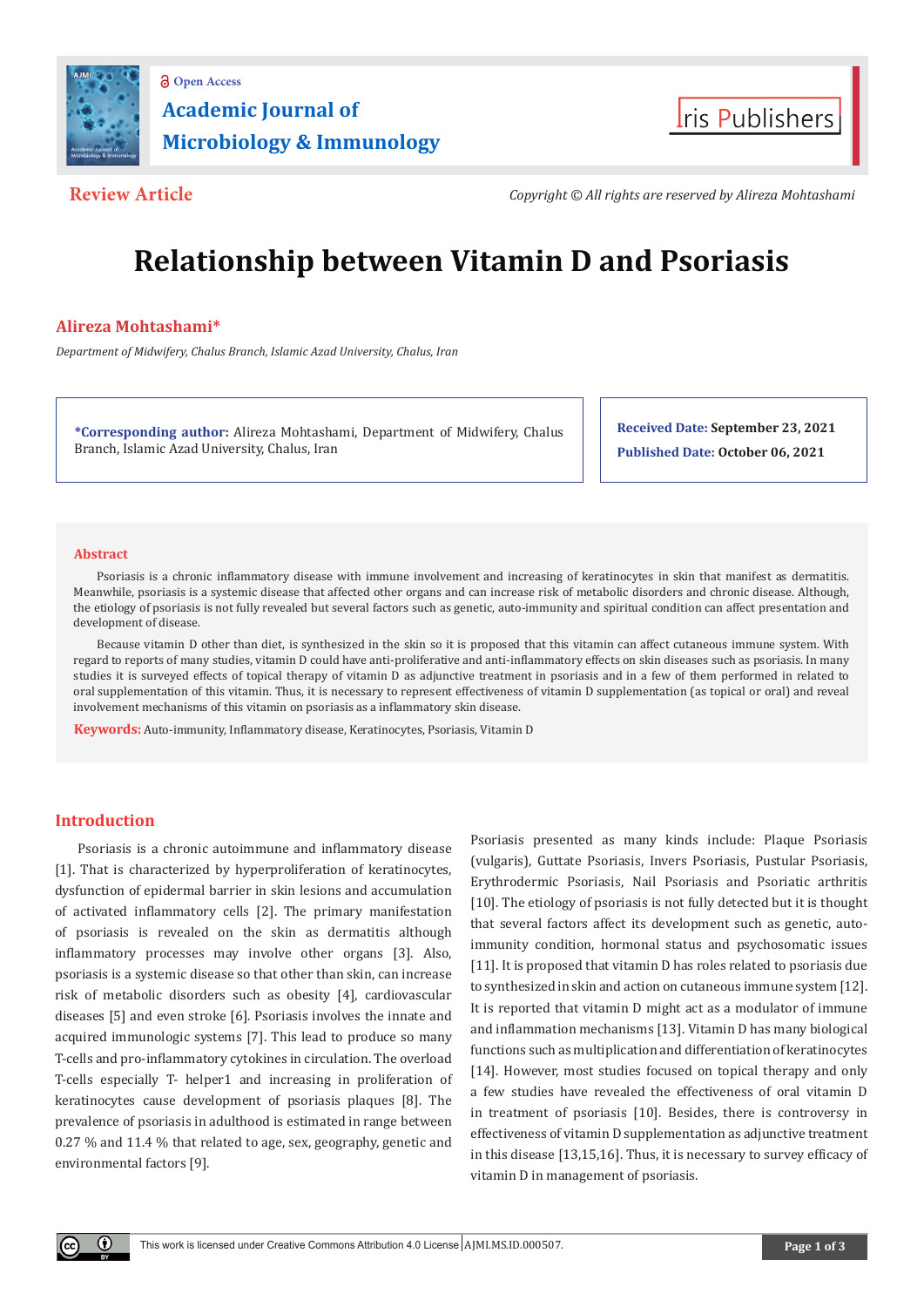Academic Journal of Microbiology & Immunology

**Review Article**

*Copyright © All rights are reserved by Alireza Mohtashami*

# Relationship between Vitamin D and Psoriasis

**Alireza Mohtashami***

*Department of Midwifery, Chalus Branch, Islamic Azad University, Chalus, Iran*

**\*Corresponding author:** Alireza Mohtashami, Department of Midwifery, Chalus Branch, Islamic Azad University, Chalus, Iran

**Received Date:** September 23, 2021

**Published Date:** October 06, 2021

## Abstract

Psoriasis is a chronic inflammatory disease with immune involvement and increasing of keratinocytes in skin that manifest as dermatitis. Meanwhile, psoriasis is a systemic disease that affected other organs and can increase risk of metabolic disorders and chronic disease. Although, the etiology of psoriasis is not fully revealed but several factors such as genetic, auto-immunity and spiritual condition can affect presentation and development of disease.

Because vitamin D other than diet, is synthesized in the skin so it is proposed that this vitamin can affect cutaneous immune system. With regard to reports of many studies, vitamin D could have anti-proliferative and anti-inflammatory effects on skin diseases such as psoriasis. In many studies it is surveyed effects of topical therapy of vitamin D as adjunctive treatment in psoriasis and in a few of them performed in related to oral supplementation of this vitamin. Thus, it is necessary to represent effectiveness of vitamin D supplementation (as topical or oral) and reveal involvement mechanisms of this vitamin on psoriasis as a inflammatory skin disease.

**Keywords:** Auto-immunity, Inflammatory disease, Keratinocytes, Psoriasis, Vitamin D

## Introduction

Psoriasis is a chronic autoimmune and inflammatory disease [1]. That is characterized by hyperproliferation of keratinocytes, dysfunction of epidermal barrier in skin lesions and accumulation of activated inflammatory cells [2]. The primary manifestation of psoriasis is revealed on the skin as dermatitis although inflammatory processes may involve other organs [3]. Also, psoriasis is a systemic disease so that other than skin, can increase risk of metabolic disorders such as obesity [4], cardiovascular diseases [5] and even stroke [6]. Psoriasis involves the innate and acquired immunologic systems [7]. This lead to produce so many T-cells and pro-inflammatory cytokines in circulation. The overload T-cells especially T- helper1 and increasing in proliferation of keratinocytes cause development of psoriasis plaques [8]. The prevalence of psoriasis in adulthood is estimated in range between 0.27 % and 11.4 % that related to age, sex, geography, genetic and environmental factors [9].

Psoriasis presented as many kinds include: Plaque Psoriasis (vulgaris), Guttate Psoriasis, Invers Psoriasis, Pustular Psoriasis, Erythrodermic Psoriasis, Nail Psoriasis and Psoriatic arthritis [10]. The etiology of psoriasis is not fully detected but it is thought that several factors affect its development such as genetic, auto-immunity condition, hormonal status and psychosomatic issues [11]. It is proposed that vitamin D has roles related to psoriasis due to synthesized in skin and action on cutaneous immune system [12]. It is reported that vitamin D might act as a modulator of immune and inflammation mechanisms [13]. Vitamin D has many biological functions such as multiplication and differentiation of keratinocytes [14]. However, most studies focused on topical therapy and only a few studies have revealed the effectiveness of oral vitamin D in treatment of psoriasis [10]. Besides, there is controversy in effectiveness of vitamin D supplementation as adjunctive treatment in this disease [13,15,16]. Thus, it is necessary to survey efficacy of vitamin D in management of psoriasis.

This work is licensed under Creative Commons Attribution 4.0 License AJMI.MS.ID.000507.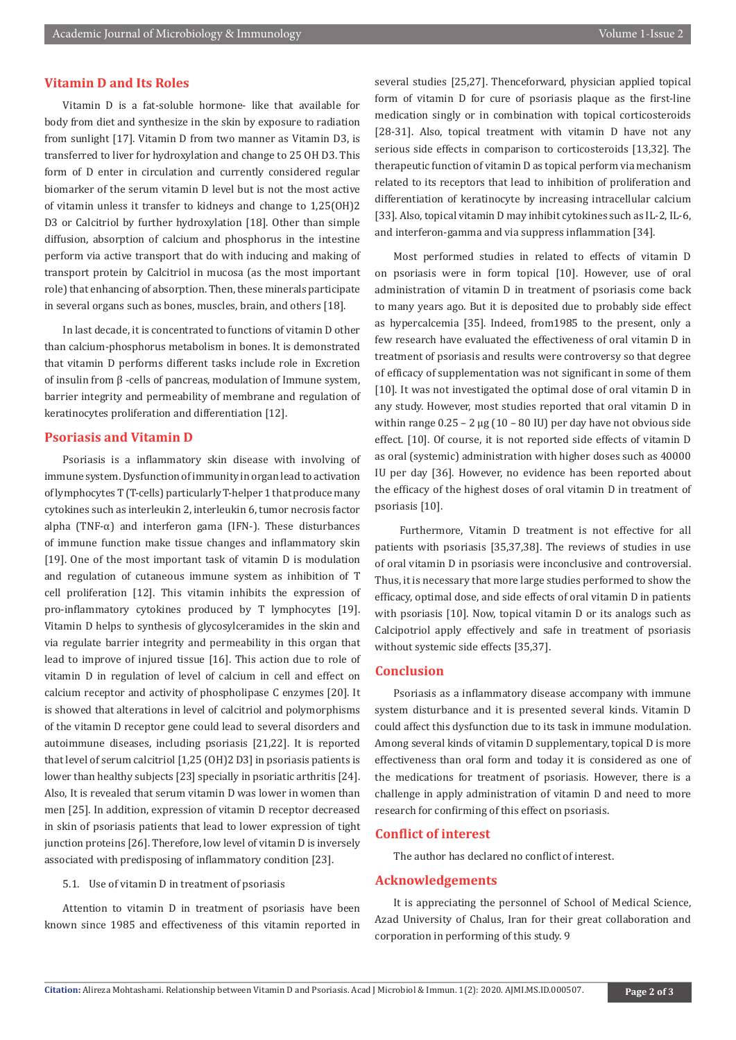## Vitamin D and Its Roles

Vitamin D is a fat-soluble hormone- like that available for body from diet and synthesize in the skin by exposure to radiation from sunlight [17]. Vitamin D from two manner as Vitamin D3, is transferred to liver for hydroxylation and change to 25 OH D3. This form of D enter in circulation and currently considered regular biomarker of the serum vitamin D level but is not the most active of vitamin unless it transfer to kidneys and change to 1,25(OH)2 D3 or Calcitriol by further hydroxylation [18]. Other than simple diffusion, absorption of calcium and phosphorus in the intestine perform via active transport that do with inducing and making of transport protein by Calcitriol in mucosa (as the most important role) that enhancing of absorption. Then, these minerals participate in several organs such as bones, muscles, brain, and others [18].

In last decade, it is concentrated to functions of vitamin D other than calcium-phosphorus metabolism in bones. It is demonstrated that vitamin D performs different tasks include role in Excretion of insulin from β -cells of pancreas, modulation of Immune system, barrier integrity and permeability of membrane and regulation of keratinocytes proliferation and differentiation [12].

## Psoriasis and Vitamin D

Psoriasis is a inflammatory skin disease with involving of immune system. Dysfunction of immunity in organ lead to activation of lymphocytes T (T-cells) particularly T-helper 1 that produce many cytokines such as interleukin 2, interleukin 6, tumor necrosis factor alpha (TNF-α) and interferon gama (IFN-). These disturbances of immune function make tissue changes and inflammatory skin [19]. One of the most important task of vitamin D is modulation and regulation of cutaneous immune system as inhibition of T cell proliferation [12]. This vitamin inhibits the expression of pro-inflammatory cytokines produced by T lymphocytes [19]. Vitamin D helps to synthesis of glycosylceramides in the skin and via regulate barrier integrity and permeability in this organ that lead to improve of injured tissue [16]. This action due to role of vitamin D in regulation of level of calcium in cell and effect on calcium receptor and activity of phospholipase C enzymes [20]. It is showed that alterations in level of calcitriol and polymorphisms of the vitamin D receptor gene could lead to several disorders and autoimmune diseases, including psoriasis [21,22]. It is reported that level of serum calcitriol [1,25 (OH)2 D3] in psoriasis patients is lower than healthy subjects [23] specially in psoriatic arthritis [24]. Also, It is revealed that serum vitamin D was lower in women than men [25]. In addition, expression of vitamin D receptor decreased in skin of psoriasis patients that lead to lower expression of tight junction proteins [26]. Therefore, low level of vitamin D is inversely associated with predisposing of inflammatory condition [23].

5.1. Use of vitamin D in treatment of psoriasis

Attention to vitamin D in treatment of psoriasis have been known since 1985 and effectiveness of this vitamin reported in several studies [25,27]. Thenceforward, physician applied topical form of vitamin D for cure of psoriasis plaque as the first-line medication singly or in combination with topical corticosteroids [28-31]. Also, topical treatment with vitamin D have not any serious side effects in comparison to corticosteroids [13,32]. The therapeutic function of vitamin D as topical perform via mechanism related to its receptors that lead to inhibition of proliferation and differentiation of keratinocyte by increasing intracellular calcium [33]. Also, topical vitamin D may inhibit cytokines such as IL-2, IL-6, and interferon-gamma and via suppress inflammation [34].

Most performed studies in related to effects of vitamin D on psoriasis were in form topical [10]. However, use of oral administration of vitamin D in treatment of psoriasis come back to many years ago. But it is deposited due to probably side effect as hypercalcemia [35]. Indeed, from1985 to the present, only a few research have evaluated the effectiveness of oral vitamin D in treatment of psoriasis and results were controversy so that degree of efficacy of supplementation was not significant in some of them [10]. It was not investigated the optimal dose of oral vitamin D in any study. However, most studies reported that oral vitamin D in within range 0.25 – 2 µg (10 – 80 IU) per day have not obvious side effect. [10]. Of course, it is not reported side effects of vitamin D as oral (systemic) administration with higher doses such as 40000 IU per day [36]. However, no evidence has been reported about the efficacy of the highest doses of oral vitamin D in treatment of psoriasis [10].

Furthermore, Vitamin D treatment is not effective for all patients with psoriasis [35,37,38]. The reviews of studies in use of oral vitamin D in psoriasis were inconclusive and controversial. Thus, it is necessary that more large studies performed to show the efficacy, optimal dose, and side effects of oral vitamin D in patients with psoriasis [10]. Now, topical vitamin D or its analogs such as Calcipotriol apply effectively and safe in treatment of psoriasis without systemic side effects [35,37].

## Conclusion

Psoriasis as a inflammatory disease accompany with immune system disturbance and it is presented several kinds. Vitamin D could affect this dysfunction due to its task in immune modulation. Among several kinds of vitamin D supplementary, topical D is more effectiveness than oral form and today it is considered as one of the medications for treatment of psoriasis. However, there is a challenge in apply administration of vitamin D and need to more research for confirming of this effect on psoriasis.

## Conflict of interest

The author has declared no conflict of interest.

## Acknowledgements

It is appreciating the personnel of School of Medical Science, Azad University of Chalus, Iran for their great collaboration and corporation in performing of this study. 9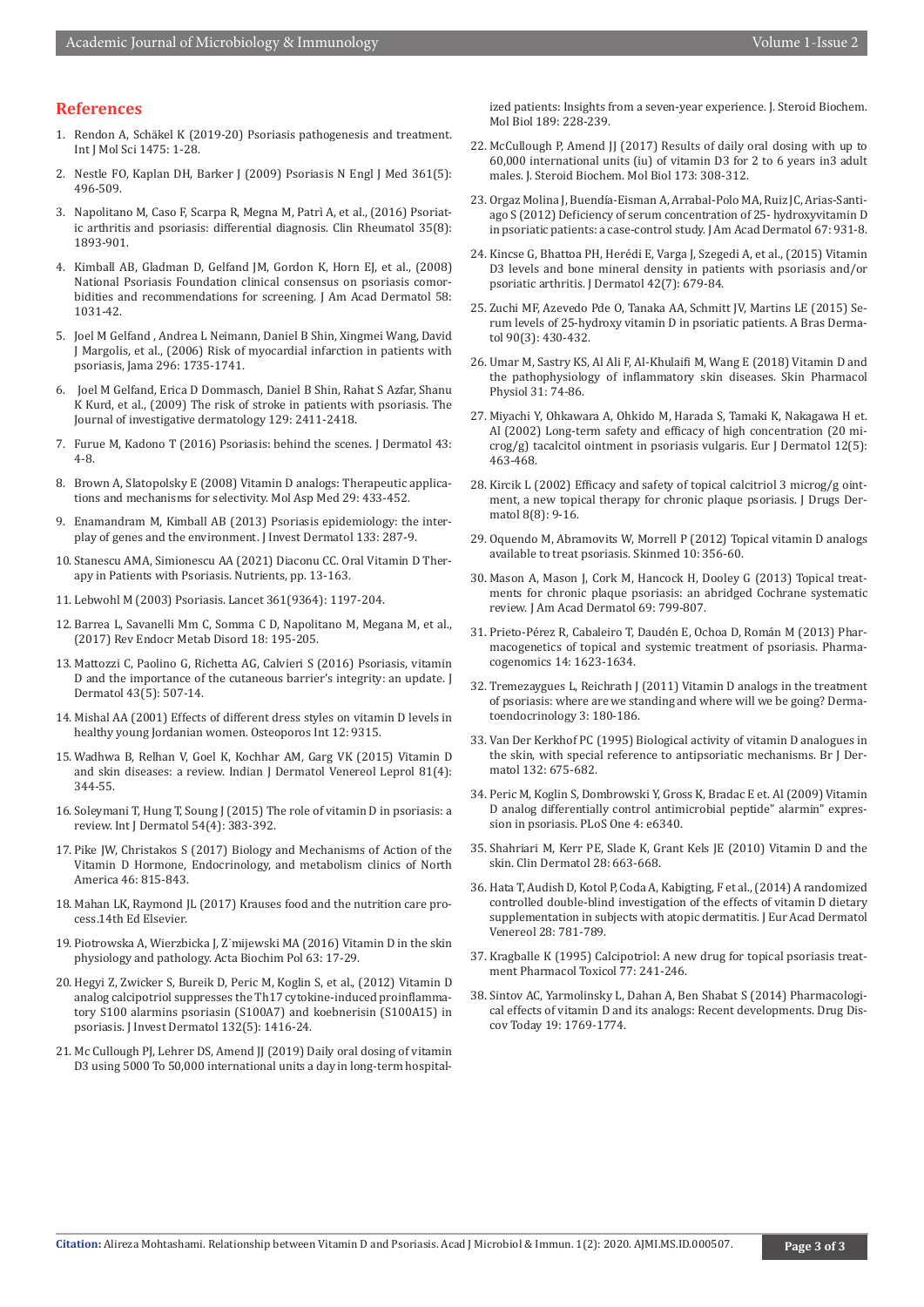## References

1. Rendon A, Schäkel K (2019-20) Psoriasis pathogenesis and treatment. Int J Mol Sci 1475: 1-28.
2. Nestle FO, Kaplan DH, Barker J (2009) Psoriasis N Engl J Med 361(5): 496-509.
3. Napolitano M, Caso F, Scarpa R, Megna M, Patrì A, et al., (2016) Psoriatic arthritis and psoriasis: differential diagnosis. Clin Rheumatol 35(8): 1893-901.
4. Kimball AB, Gladman D, Gelfand JM, Gordon K, Horn EJ, et al., (2008) National Psoriasis Foundation clinical consensus on psoriasis comorbidities and recommendations for screening. J Am Acad Dermatol 58: 1031-42.
5. Joel M Gelfand , Andrea L Neimann, Daniel B Shin, Xingmei Wang, David J Margolis, et al., (2006) Risk of myocardial infarction in patients with psoriasis, Jama 296: 1735-1741.
6. Joel M Gelfand, Erica D Dommasch, Daniel B Shin, Rahat S Azfar, Shanu K Kurd, et al., (2009) The risk of stroke in patients with psoriasis. The Journal of investigative dermatology 129: 2411-2418.
7. Furue M, Kadono T (2016) Psoriasis: behind the scenes. J Dermatol 43: 4-8.
8. Brown A, Slatopolsky E (2008) Vitamin D analogs: Therapeutic applications and mechanisms for selectivity. Mol Asp Med 29: 433-452.
9. Enamandram M, Kimball AB (2013) Psoriasis epidemiology: the interplay of genes and the environment. J Invest Dermatol 133: 287-9.
10. Stanescu AMA, Simionescu AA (2021) Diaconu CC. Oral Vitamin D Therapy in Patients with Psoriasis. Nutrients, pp. 13-163.
11. Lebwohl M (2003) Psoriasis. Lancet 361(9364): 1197-204.
12. Barrea L, Savanelli Mm C, Somma C D, Napolitano M, Megana M, et al., (2017) Rev Endocr Metab Disord 18: 195-205.
13. Mattozzi C, Paolino G, Richetta AG, Calvieri S (2016) Psoriasis, vitamin D and the importance of the cutaneous barrier's integrity: an update. J Dermatol 43(5): 507-14.
14. Mishal AA (2001) Effects of different dress styles on vitamin D levels in healthy young Jordanian women. Osteoporos Int 12: 9315.
15. Wadhwa B, Relhan V, Goel K, Kochhar AM, Garg VK (2015) Vitamin D and skin diseases: a review. Indian J Dermatol Venereol Leprol 81(4): 344-55.
16. Soleymani T, Hung T, Soung J (2015) The role of vitamin D in psoriasis: a review. Int J Dermatol 54(4): 383-392.
17. Pike JW, Christakos S (2017) Biology and Mechanisms of Action of the Vitamin D Hormone, Endocrinology, and metabolism clinics of North America 46: 815-843.
18. Mahan LK, Raymond JL (2017) Krauses food and the nutrition care process.14th Ed Elsevier.
19. Piotrowska A, Wierzbicka J, Z˙mijewski MA (2016) Vitamin D in the skin physiology and pathology. Acta Biochim Pol 63: 17-29.
20. Hegyi Z, Zwicker S, Bureik D, Peric M, Koglin S, et al., (2012) Vitamin D analog calcipotriol suppresses the Th17 cytokine-induced proinflammatory S100 alarmins psoriasin (S100A7) and koebnerisin (S100A15) in psoriasis. J Invest Dermatol 132(5): 1416-24.
21. Mc Cullough PJ, Lehrer DS, Amend JJ (2019) Daily oral dosing of vitamin D3 using 5000 To 50,000 international units a day in long-term hospitalized patients: Insights from a seven-year experience. J. Steroid Biochem. Mol Biol 189: 228-239.
22. McCullough P, Amend JJ (2017) Results of daily oral dosing with up to 60,000 international units (iu) of vitamin D3 for 2 to 6 years in3 adult males. J. Steroid Biochem. Mol Biol 173: 308-312.
23. Orgaz Molina J, Buendía-Eisman A, Arrabal-Polo MA, Ruiz JC, Arias-Santiago S (2012) Deficiency of serum concentration of 25- hydroxyvitamin D in psoriatic patients: a case-control study. J Am Acad Dermatol 67: 931-8.
24. Kincse G, Bhattoa PH, Herédi E, Varga J, Szegedi A, et al., (2015) Vitamin D3 levels and bone mineral density in patients with psoriasis and/or psoriatic arthritis. J Dermatol 42(7): 679-84.
25. Zuchi MF, Azevedo Pde O, Tanaka AA, Schmitt JV, Martins LE (2015) Serum levels of 25-hydroxy vitamin D in psoriatic patients. A Bras Dermatol 90(3): 430-432.
26. Umar M, Sastry KS, Al Ali F, Al-Khulaifi M, Wang E (2018) Vitamin D and the pathophysiology of inflammatory skin diseases. Skin Pharmacol Physiol 31: 74-86.
27. Miyachi Y, Ohkawara A, Ohkido M, Harada S, Tamaki K, Nakagawa H et. Al (2002) Long-term safety and efficacy of high concentration (20 microg/g) tacalcitol ointment in psoriasis vulgaris. Eur J Dermatol 12(5): 463-468.
28. Kircik L (2002) Efficacy and safety of topical calcitriol 3 microg/g ointment, a new topical therapy for chronic plaque psoriasis. J Drugs Dermatol 8(8): 9-16.
29. Oquendo M, Abramovits W, Morrell P (2012) Topical vitamin D analogs available to treat psoriasis. Skinmed 10: 356-60.
30. Mason A, Mason J, Cork M, Hancock H, Dooley G (2013) Topical treatments for chronic plaque psoriasis: an abridged Cochrane systematic review. J Am Acad Dermatol 69: 799-807.
31. Prieto-Pérez R, Cabaleiro T, Daudén E, Ochoa D, Román M (2013) Pharmacogenetics of topical and systemic treatment of psoriasis. Pharmacogenomics 14: 1623-1634.
32. Tremezaygues L, Reichrath J (2011) Vitamin D analogs in the treatment of psoriasis: where are we standing and where will we be going? Dermatoendocrinology 3: 180-186.
33. Van Der Kerkhof PC (1995) Biological activity of vitamin D analogues in the skin, with special reference to antipsoriatic mechanisms. Br J Dermatol 132: 675-682.
34. Peric M, Koglin S, Dombrowski Y, Gross K, Bradac E et. Al (2009) Vitamin D analog differentially control antimicrobial peptide" alarmin" expression in psoriasis. PLoS One 4: e6340.
35. Shahriari M, Kerr PE, Slade K, Grant Kels JE (2010) Vitamin D and the skin. Clin Dermatol 28: 663-668.
36. Hata T, Audish D, Kotol P, Coda A, Kabigting, F et al., (2014) A randomized controlled double-blind investigation of the effects of vitamin D dietary supplementation in subjects with atopic dermatitis. J Eur Acad Dermatol Venereol 28: 781-789.
37. Kragballe K (1995) Calcipotriol: A new drug for topical psoriasis treatment Pharmacol Toxicol 77: 241-246.
38. Sintov AC, Yarmolinsky L, Dahan A, Ben Shabat S (2014) Pharmacological effects of vitamin D and its analogs: Recent developments. Drug Discov Today 19: 1769-1774.